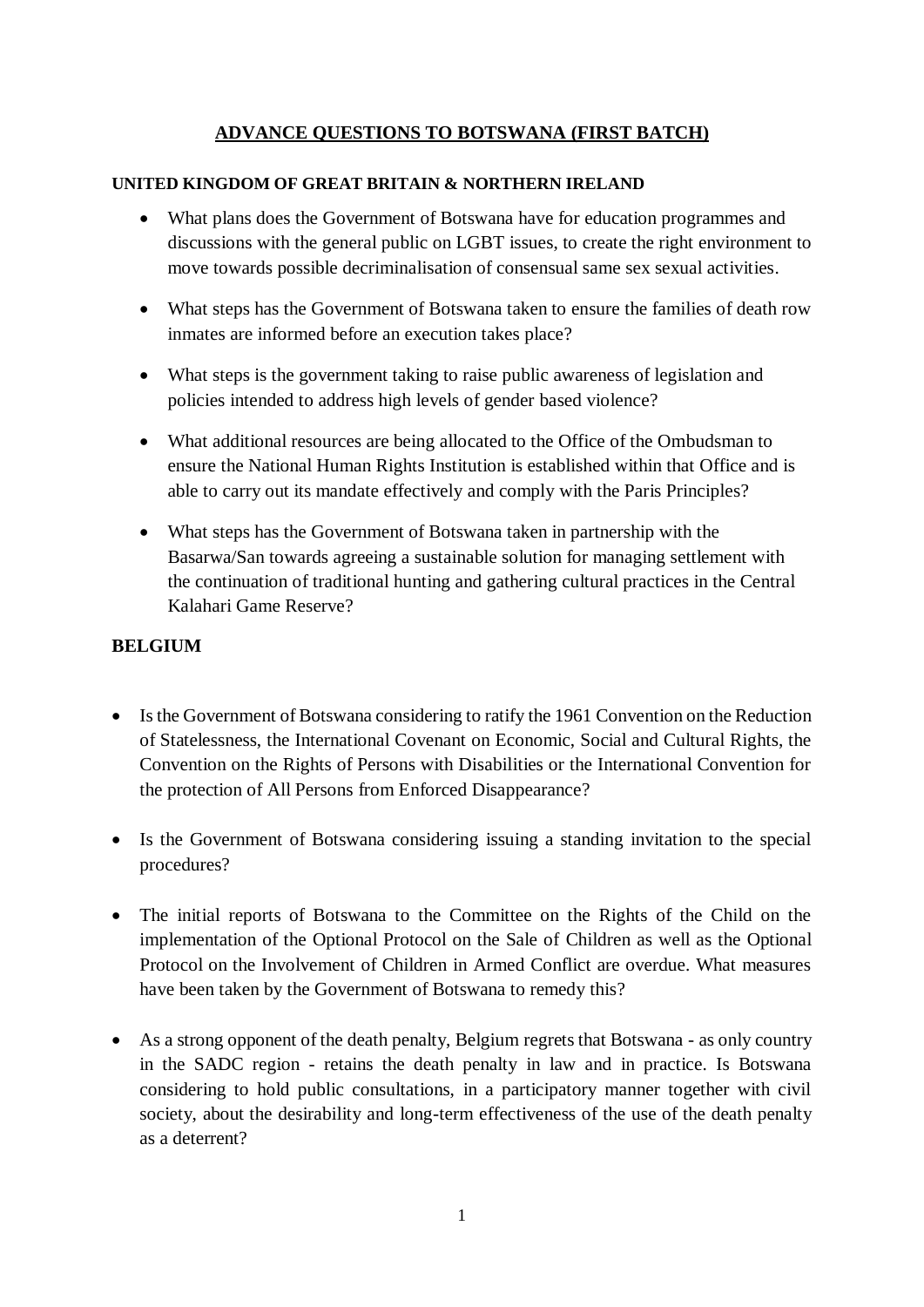## ADVANCE QUESTIONS TO BOTSWANA (FIRST BATCH)

### UNITED KINGDOM OF GREAT BRITAIN & NORTHERN IRELAND

- What plans does the Government of Botswana have for education programmes and discussions with the general public on LGBT issues, to create the right environment to move towards possible decriminalisation of consensual same sex sexual activities.

- What steps has the Government of Botswana taken to ensure the families of death row inmates are informed before an execution takes place?

- What steps is the government taking to raise public awareness of legislation and policies intended to address high levels of gender based violence?

- What additional resources are being allocated to the Office of the Ombudsman to ensure the National Human Rights Institution is established within that Office and is able to carry out its mandate effectively and comply with the Paris Principles?

- What steps has the Government of Botswana taken in partnership with the Basarwa/San towards agreeing a sustainable solution for managing settlement with the continuation of traditional hunting and gathering cultural practices in the Central Kalahari Game Reserve?

### BELGIUM

- Is the Government of Botswana considering to ratify the 1961 Convention on the Reduction of Statelessness, the International Covenant on Economic, Social and Cultural Rights, the Convention on the Rights of Persons with Disabilities or the International Convention for the protection of All Persons from Enforced Disappearance?

- Is the Government of Botswana considering issuing a standing invitation to the special procedures?

- The initial reports of Botswana to the Committee on the Rights of the Child on the implementation of the Optional Protocol on the Sale of Children as well as the Optional Protocol on the Involvement of Children in Armed Conflict are overdue. What measures have been taken by the Government of Botswana to remedy this?

- As a strong opponent of the death penalty, Belgium regrets that Botswana - as only country in the SADC region - retains the death penalty in law and in practice. Is Botswana considering to hold public consultations, in a participatory manner together with civil society, about the desirability and long-term effectiveness of the use of the death penalty as a deterrent?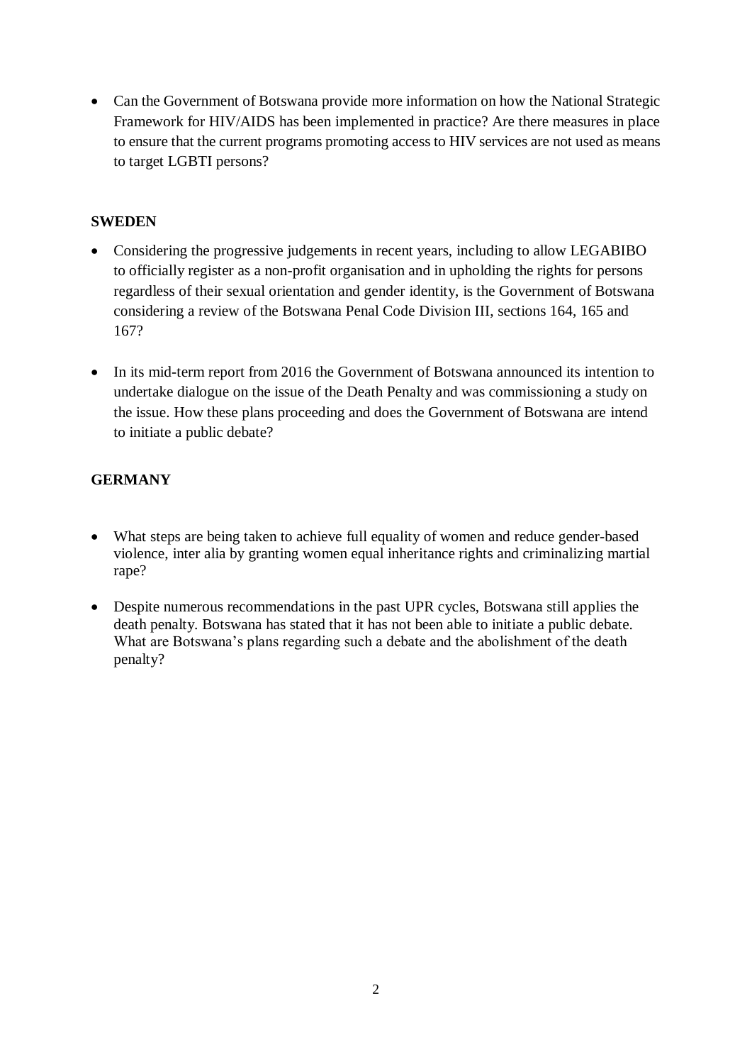- Can the Government of Botswana provide more information on how the National Strategic Framework for HIV/AIDS has been implemented in practice? Are there measures in place to ensure that the current programs promoting access to HIV services are not used as means to target LGBTI persons?

**SWEDEN**

- Considering the progressive judgements in recent years, including to allow LEGABIBO to officially register as a non-profit organisation and in upholding the rights for persons regardless of their sexual orientation and gender identity, is the Government of Botswana considering a review of the Botswana Penal Code Division III, sections 164, 165 and 167?

- In its mid-term report from 2016 the Government of Botswana announced its intention to undertake dialogue on the issue of the Death Penalty and was commissioning a study on the issue. How these plans proceeding and does the Government of Botswana are intend to initiate a public debate?

**GERMANY**

- What steps are being taken to achieve full equality of women and reduce gender-based violence, inter alia by granting women equal inheritance rights and criminalizing martial rape?

- Despite numerous recommendations in the past UPR cycles, Botswana still applies the death penalty. Botswana has stated that it has not been able to initiate a public debate. What are Botswana's plans regarding such a debate and the abolishment of the death penalty?